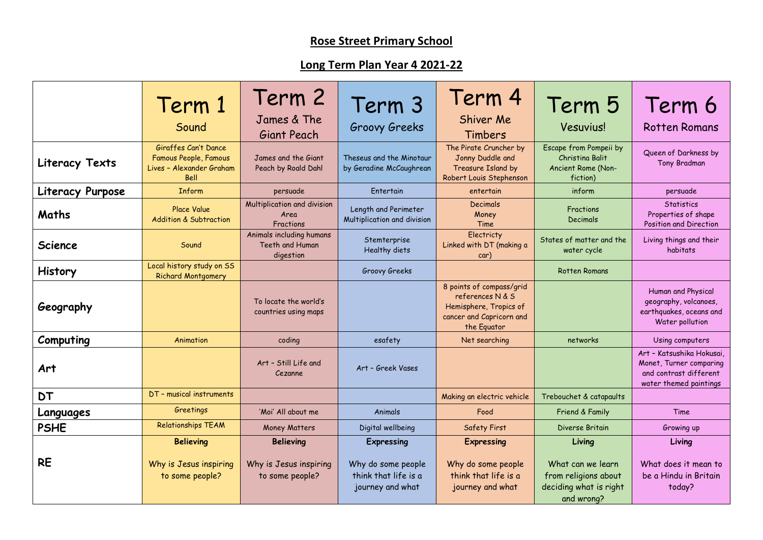# Rose Street Primary School

## Long Term Plan Year 4 2021-22

| | Term 1 Sound | Term 2 James & The Giant Peach | Term 3 Groovy Greeks | Term 4 Shiver Me Timbers | Term 5 Vesuvius! | Term 6 Rotten Romans |
|---|---|---|---|---|---|---|
| **Literacy Texts** | Giraffes Can't Dance Famous People, Famous Lives – Alexander Graham Bell | James and the Giant Peach by Roald Dahl | Theseus and the Minotaur by Geradine McCaughrean | The Pirate Cruncher by Jonny Duddle and Treasure Island by Robert Louis Stephenson | Escape from Pompeii by Christina Balit Ancient Rome (Non-fiction) | Queen of Darkness by Tony Bradman |
| **Literacy Purpose** | Inform | persuade | Entertain | entertain | inform | persuade |
| **Maths** | Place Value Addition & Subtraction | Multiplication and division Area Fractions | Length and Perimeter Multiplication and division | Decimals Money Time | Fractions Decimals | Statistics Properties of shape Position and Direction |
| **Science** | Sound | Animals including humans Teeth and Human digestion | Stemterprise Healthy diets | Electricty Linked with DT (making a car) | States of matter and the water cycle | Living things and their habitats |
| **History** | Local history study on SS Richard Montgomery | | Groovy Greeks | | Rotten Romans | |
| **Geography** | | To locate the world's countries using maps | | 8 points of compass/grid references N & S Hemisphere, Tropics of cancer and Capricorn and the Equator | | Human and Physical geography, volcanoes, earthquakes, oceans and Water pollution |
| **Computing** | Animation | coding | esafety | Net searching | networks | Using computers |
| **Art** | | Art – Still Life and Cezanne | Art – Greek Vases | | | Art – Katsushika Hokusai, Monet, Turner comparing and contrast different water themed paintings |
| **DT** | DT – musical instruments | | | Making an electric vehicle | Trebouchet & catapaults | |
| **Languages** | Greetings | 'Moi' All about me | Animals | Food | Friend & Family | Time |
| **PSHE** | Relationships TEAM | Money Matters | Digital wellbeing | Safety First | Diverse Britain | Growing up |
| **RE** | **Believing** Why is Jesus inspiring to some people? | **Believing** Why is Jesus inspiring to some people? | **Expressing** Why do some people think that life is a journey and what | **Expressing** Why do some people think that life is a journey and what | **Living** What can we learn from religions about deciding what is right and wrong? | **Living** What does it mean to be a Hindu in Britain today? |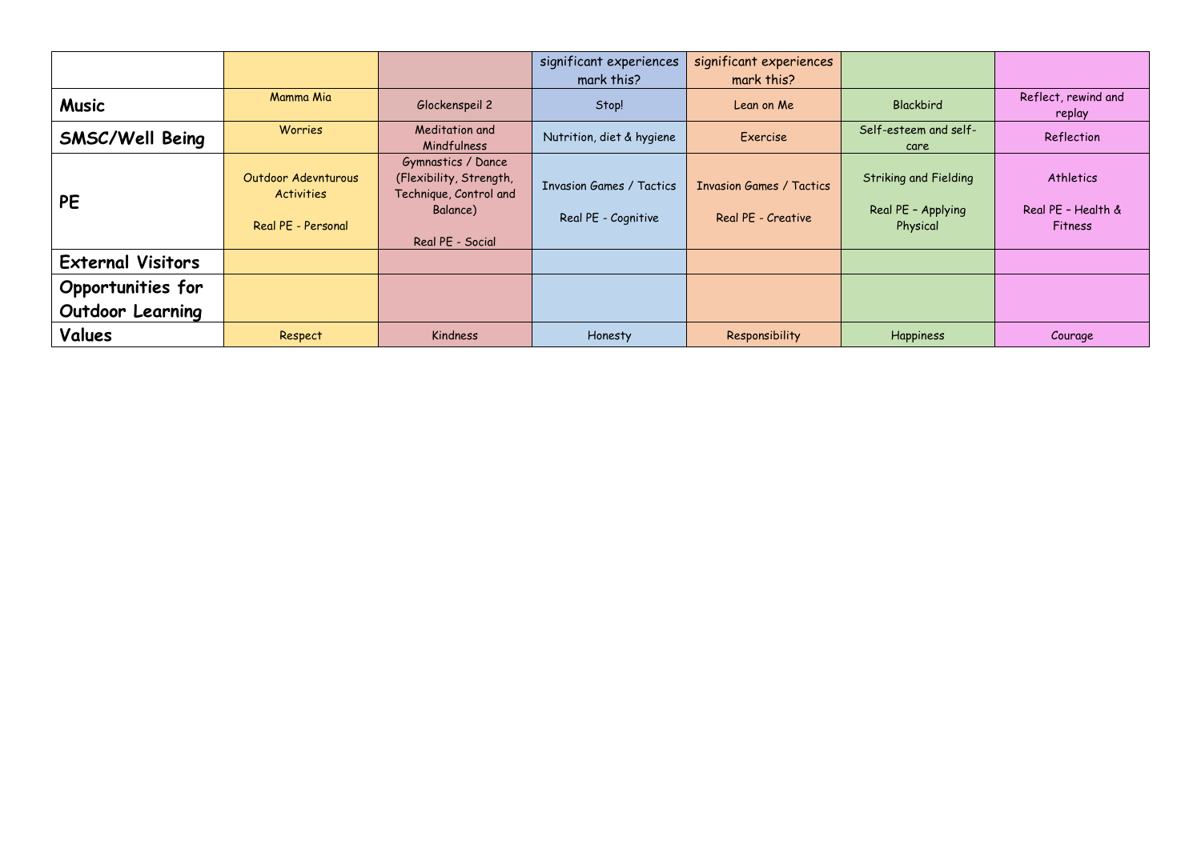| | | | | | | |
|---|---|---|---|---|---|---|
| | | | significant experiences mark this? | significant experiences mark this? | | |
| **Music** | Mamma Mia | Glockenspeil 2 | Stop! | Lean on Me | Blackbird | Reflect, rewind and replay |
| **SMSC/Well Being** | Worries | Meditation and Mindfulness | Nutrition, diet & hygiene | Exercise | Self-esteem and self-care | Reflection |
| **PE** | Outdoor Adevnturous Activities<br><br>Real PE - Personal | Gymnastics / Dance (Flexibility, Strength, Technique, Control and Balance)<br><br>Real PE - Social | Invasion Games / Tactics<br><br>Real PE - Cognitive | Invasion Games / Tactics<br><br>Real PE - Creative | Striking and Fielding<br><br>Real PE – Applying Physical | Athletics<br><br>Real PE – Health & Fitness |
| **External Visitors** | | | | | | |
| **Opportunities for Outdoor Learning** | | | | | | |
| **Values** | Respect | Kindness | Honesty | Responsibility | Happiness | Courage |